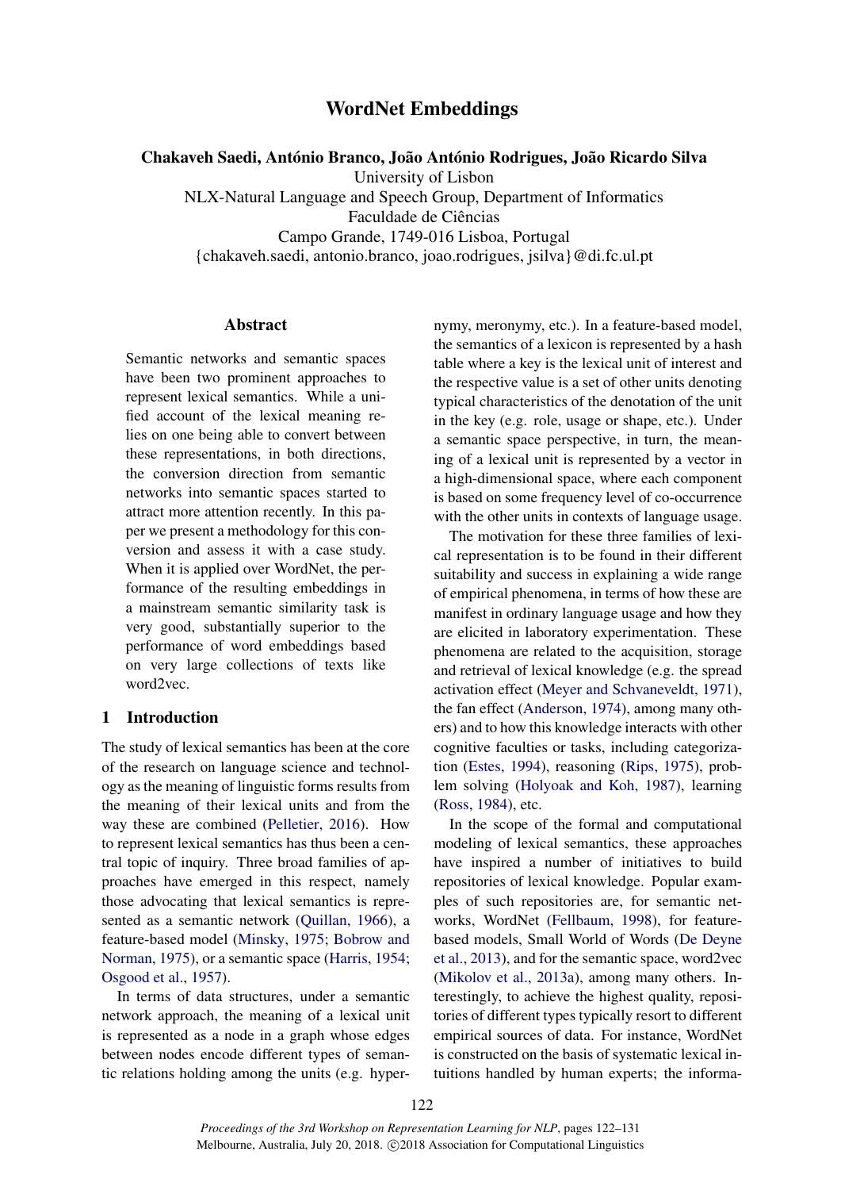# WordNet Embeddings

**Chakaveh Saedi, António Branco, João António Rodrigues, João Ricardo Silva**
University of Lisbon
NLX-Natural Language and Speech Group, Department of Informatics
Faculdade de Ciências
Campo Grande, 1749-016 Lisboa, Portugal
{chakaveh.saedi, antonio.branco, joao.rodrigues, jsilva}@di.fc.ul.pt

## Abstract

Semantic networks and semantic spaces have been two prominent approaches to represent lexical semantics. While a unified account of the lexical meaning relies on one being able to convert between these representations, in both directions, the conversion direction from semantic networks into semantic spaces started to attract more attention recently. In this paper we present a methodology for this conversion and assess it with a case study. When it is applied over WordNet, the performance of the resulting embeddings in a mainstream semantic similarity task is very good, substantially superior to the performance of word embeddings based on very large collections of texts like word2vec.

## 1 Introduction

The study of lexical semantics has been at the core of the research on language science and technology as the meaning of linguistic forms results from the meaning of their lexical units and from the way these are combined (Pelletier, 2016). How to represent lexical semantics has thus been a central topic of inquiry. Three broad families of approaches have emerged in this respect, namely those advocating that lexical semantics is represented as a semantic network (Quillan, 1966), a feature-based model (Minsky, 1975; Bobrow and Norman, 1975), or a semantic space (Harris, 1954; Osgood et al., 1957).

In terms of data structures, under a semantic network approach, the meaning of a lexical unit is represented as a node in a graph whose edges between nodes encode different types of semantic relations holding among the units (e.g. hypernymy, meronymy, etc.). In a feature-based model, the semantics of a lexicon is represented by a hash table where a key is the lexical unit of interest and the respective value is a set of other units denoting typical characteristics of the denotation of the unit in the key (e.g. role, usage or shape, etc.). Under a semantic space perspective, in turn, the meaning of a lexical unit is represented by a vector in a high-dimensional space, where each component is based on some frequency level of co-occurrence with the other units in contexts of language usage.

The motivation for these three families of lexical representation is to be found in their different suitability and success in explaining a wide range of empirical phenomena, in terms of how these are manifest in ordinary language usage and how they are elicited in laboratory experimentation. These phenomena are related to the acquisition, storage and retrieval of lexical knowledge (e.g. the spread activation effect (Meyer and Schvaneveldt, 1971), the fan effect (Anderson, 1974), among many others) and to how this knowledge interacts with other cognitive faculties or tasks, including categorization (Estes, 1994), reasoning (Rips, 1975), problem solving (Holyoak and Koh, 1987), learning (Ross, 1984), etc.

In the scope of the formal and computational modeling of lexical semantics, these approaches have inspired a number of initiatives to build repositories of lexical knowledge. Popular examples of such repositories are, for semantic networks, WordNet (Fellbaum, 1998), for feature-based models, Small World of Words (De Deyne et al., 2013), and for the semantic space, word2vec (Mikolov et al., 2013a), among many others. Interestingly, to achieve the highest quality, repositories of different types typically resort to different empirical sources of data. For instance, WordNet is constructed on the basis of systematic lexical intuitions handled by human experts; the informa-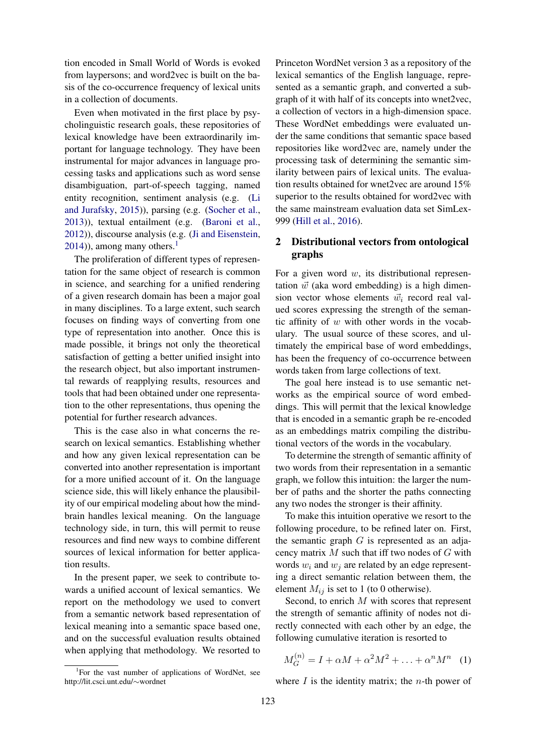tion encoded in Small World of Words is evoked from laypersons; and word2vec is built on the basis of the co-occurrence frequency of lexical units in a collection of documents.

Even when motivated in the first place by psycholinguistic research goals, these repositories of lexical knowledge have been extraordinarily important for language technology. They have been instrumental for major advances in language processing tasks and applications such as word sense disambiguation, part-of-speech tagging, named entity recognition, sentiment analysis (e.g. (Li and Jurafsky, 2015)), parsing (e.g. (Socher et al., 2013)), textual entailment (e.g. (Baroni et al., 2012)), discourse analysis (e.g. (Ji and Eisenstein, 2014)), among many others.[1]

The proliferation of different types of representation for the same object of research is common in science, and searching for a unified rendering of a given research domain has been a major goal in many disciplines. To a large extent, such search focuses on finding ways of converting from one type of representation into another. Once this is made possible, it brings not only the theoretical satisfaction of getting a better unified insight into the research object, but also important instrumental rewards of reapplying results, resources and tools that had been obtained under one representation to the other representations, thus opening the potential for further research advances.

This is the case also in what concerns the research on lexical semantics. Establishing whether and how any given lexical representation can be converted into another representation is important for a more unified account of it. On the language science side, this will likely enhance the plausibility of our empirical modeling about how the mind-brain handles lexical meaning. On the language technology side, in turn, this will permit to reuse resources and find new ways to combine different sources of lexical information for better application results.

In the present paper, we seek to contribute towards a unified account of lexical semantics. We report on the methodology we used to convert from a semantic network based representation of lexical meaning into a semantic space based one, and on the successful evaluation results obtained when applying that methodology. We resorted to Princeton WordNet version 3 as a repository of the lexical semantics of the English language, represented as a semantic graph, and converted a subgraph of it with half of its concepts into wnet2vec, a collection of vectors in a high-dimension space. These WordNet embeddings were evaluated under the same conditions that semantic space based repositories like word2vec are, namely under the processing task of determining the semantic similarity between pairs of lexical units. The evaluation results obtained for wnet2vec are around 15% superior to the results obtained for word2vec with the same mainstream evaluation data set SimLex-999 (Hill et al., 2016).

[1] For the vast number of applications of WordNet, see http://lit.csci.unt.edu/∼wordnet

## 2 Distributional vectors from ontological graphs

For a given word $w$, its distributional representation $\vec{w}$ (aka word embedding) is a high dimension vector whose elements $\vec{w}_i$ record real valued scores expressing the strength of the semantic affinity of $w$ with other words in the vocabulary. The usual source of these scores, and ultimately the empirical base of word embeddings, has been the frequency of co-occurrence between words taken from large collections of text.

The goal here instead is to use semantic networks as the empirical source of word embeddings. This will permit that the lexical knowledge that is encoded in a semantic graph be re-encoded as an embeddings matrix compiling the distributional vectors of the words in the vocabulary.

To determine the strength of semantic affinity of two words from their representation in a semantic graph, we follow this intuition: the larger the number of paths and the shorter the paths connecting any two nodes the stronger is their affinity.

To make this intuition operative we resort to the following procedure, to be refined later on. First, the semantic graph $G$ is represented as an adjacency matrix $M$ such that iff two nodes of $G$ with words $w_i$ and $w_j$ are related by an edge representing a direct semantic relation between them, the element $M_{ij}$ is set to 1 (to 0 otherwise).

Second, to enrich $M$ with scores that represent the strength of semantic affinity of nodes not directly connected with each other by an edge, the following cumulative iteration is resorted to

$$M_G^{(n)} = I + \alpha M + \alpha^2 M^2 + \ldots + \alpha^n M^n \quad (1)$$

where $I$ is the identity matrix; the $n$-th power of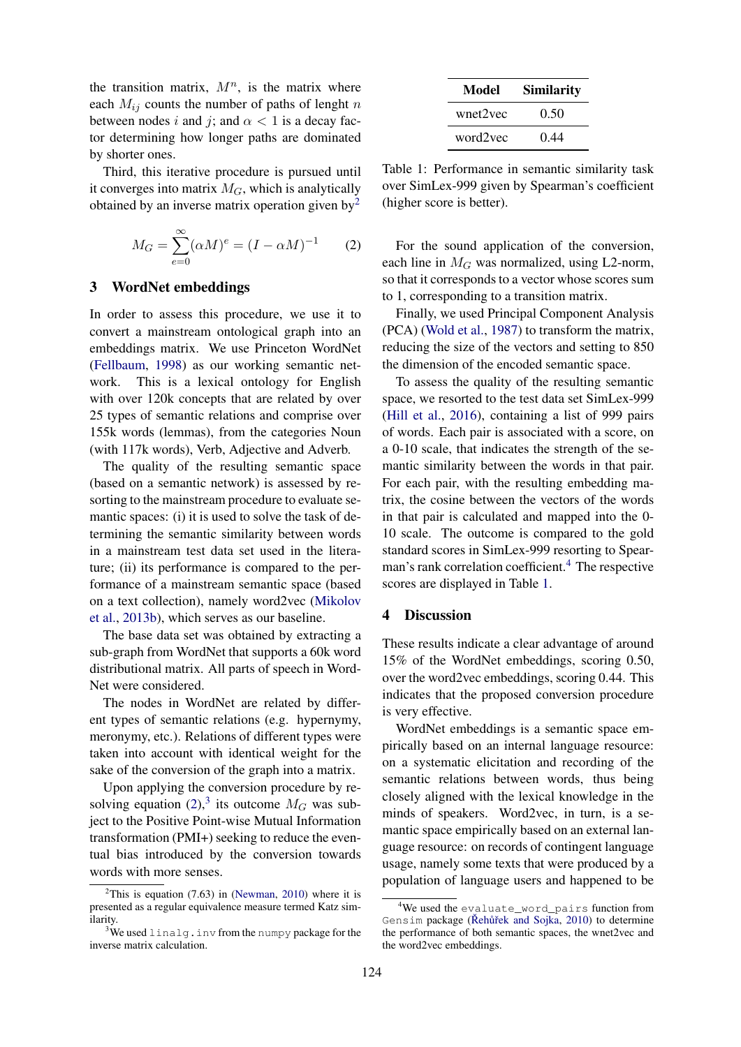the transition matrix, $M^n$, is the matrix where each $M_{ij}$ counts the number of paths of lenght $n$ between nodes $i$ and $j$; and $\alpha < 1$ is a decay factor determining how longer paths are dominated by shorter ones.

Third, this iterative procedure is pursued until it converges into matrix $M_G$, which is analytically obtained by an inverse matrix operation given by[2]

$$M_G = \sum_{e=0}^{\infty} (\alpha M)^e = (I - \alpha M)^{-1} \quad (2)$$

## 3 WordNet embeddings

In order to assess this procedure, we use it to convert a mainstream ontological graph into an embeddings matrix. We use Princeton WordNet (Fellbaum, 1998) as our working semantic network. This is a lexical ontology for English with over 120k concepts that are related by over 25 types of semantic relations and comprise over 155k words (lemmas), from the categories Noun (with 117k words), Verb, Adjective and Adverb.

The quality of the resulting semantic space (based on a semantic network) is assessed by resorting to the mainstream procedure to evaluate semantic spaces: (i) it is used to solve the task of determining the semantic similarity between words in a mainstream test data set used in the literature; (ii) its performance is compared to the performance of a mainstream semantic space (based on a text collection), namely word2vec (Mikolov et al., 2013b), which serves as our baseline.

The base data set was obtained by extracting a sub-graph from WordNet that supports a 60k word distributional matrix. All parts of speech in WordNet were considered.

The nodes in WordNet are related by different types of semantic relations (e.g. hypernymy, meronymy, etc.). Relations of different types were taken into account with identical weight for the sake of the conversion of the graph into a matrix.

Upon applying the conversion procedure by resolving equation (2),[3] its outcome $M_G$ was subject to the Positive Point-wise Mutual Information transformation (PMI+) seeking to reduce the eventual bias introduced by the conversion towards words with more senses.

For the sound application of the conversion, each line in $M_G$ was normalized, using L2-norm, so that it corresponds to a vector whose scores sum to 1, corresponding to a transition matrix.

Finally, we used Principal Component Analysis (PCA) (Wold et al., 1987) to transform the matrix, reducing the size of the vectors and setting to 850 the dimension of the encoded semantic space.

To assess the quality of the resulting semantic space, we resorted to the test data set SimLex-999 (Hill et al., 2016), containing a list of 999 pairs of words. Each pair is associated with a score, on a 0-10 scale, that indicates the strength of the semantic similarity between the words in that pair. For each pair, with the resulting embedding matrix, the cosine between the vectors of the words in that pair is calculated and mapped into the 0-10 scale. The outcome is compared to the gold standard scores in SimLex-999 resorting to Spearman's rank correlation coefficient.[4] The respective scores are displayed in Table 1.

| Model | Similarity |
|---|---|
| wnet2vec | 0.50 |
| word2vec | 0.44 |

Table 1: Performance in semantic similarity task over SimLex-999 given by Spearman's coefficient (higher score is better).

## 4 Discussion

These results indicate a clear advantage of around 15% of the WordNet embeddings, scoring 0.50, over the word2vec embeddings, scoring 0.44. This indicates that the proposed conversion procedure is very effective.

WordNet embeddings is a semantic space empirically based on an internal language resource: on a systematic elicitation and recording of the semantic relations between words, thus being closely aligned with the lexical knowledge in the minds of speakers. Word2vec, in turn, is a semantic space empirically based on an external language resource: on records of contingent language usage, namely some texts that were produced by a population of language users and happened to be

[2] This is equation (7.63) in (Newman, 2010) where it is presented as a regular equivalence measure termed Katz similarity.

[3] We used `linalg.inv` from the `numpy` package for the inverse matrix calculation.

[4] We used the `evaluate_word_pairs` function from `Gensim` package (Řehůřek and Sojka, 2010) to determine the performance of both semantic spaces, the wnet2vec and the word2vec embeddings.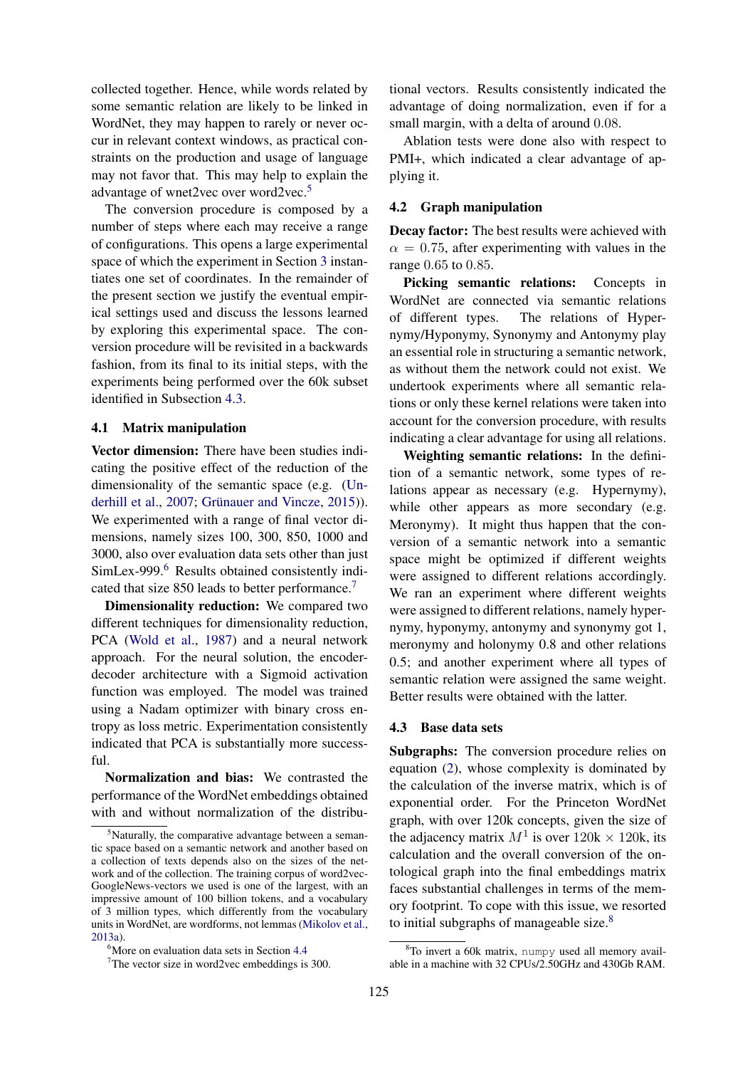collected together. Hence, while words related by some semantic relation are likely to be linked in WordNet, they may happen to rarely or never occur in relevant context windows, as practical constraints on the production and usage of language may not favor that. This may help to explain the advantage of wnet2vec over word2vec.[5]

The conversion procedure is composed by a number of steps where each may receive a range of configurations. This opens a large experimental space of which the experiment in Section 3 instantiates one set of coordinates. In the remainder of the present section we justify the eventual empirical settings used and discuss the lessons learned by exploring this experimental space. The conversion procedure will be revisited in a backwards fashion, from its final to its initial steps, with the experiments being performed over the 60k subset identified in Subsection 4.3.

### 4.1 Matrix manipulation

**Vector dimension:** There have been studies indicating the positive effect of the reduction of the dimensionality of the semantic space (e.g. (Underhill et al., 2007; Grünauer and Vincze, 2015)). We experimented with a range of final vector dimensions, namely sizes 100, 300, 850, 1000 and 3000, also over evaluation data sets other than just SimLex-999.[6] Results obtained consistently indicated that size 850 leads to better performance.[7]

**Dimensionality reduction:** We compared two different techniques for dimensionality reduction, PCA (Wold et al., 1987) and a neural network approach. For the neural solution, the encoder-decoder architecture with a Sigmoid activation function was employed. The model was trained using a Nadam optimizer with binary cross entropy as loss metric. Experimentation consistently indicated that PCA is substantially more successful.

**Normalization and bias:** We contrasted the performance of the WordNet embeddings obtained with and without normalization of the distributional vectors. Results consistently indicated the advantage of doing normalization, even if for a small margin, with a delta of around 0.08.

Ablation tests were done also with respect to PMI+, which indicated a clear advantage of applying it.

### 4.2 Graph manipulation

**Decay factor:** The best results were achieved with $\alpha = 0.75$, after experimenting with values in the range 0.65 to 0.85.

**Picking semantic relations:** Concepts in WordNet are connected via semantic relations of different types. The relations of Hypernymy/Hyponymy, Synonymy and Antonymy play an essential role in structuring a semantic network, as without them the network could not exist. We undertook experiments where all semantic relations or only these kernel relations were taken into account for the conversion procedure, with results indicating a clear advantage for using all relations.

**Weighting semantic relations:** In the definition of a semantic network, some types of relations appear as necessary (e.g. Hypernymy), while other appears as more secondary (e.g. Meronymy). It might thus happen that the conversion of a semantic network into a semantic space might be optimized if different weights were assigned to different relations accordingly. We ran an experiment where different weights were assigned to different relations, namely hypernymy, hyponymy, antonymy and synonymy got 1, meronymy and holonymy 0.8 and other relations 0.5; and another experiment where all types of semantic relation were assigned the same weight. Better results were obtained with the latter.

### 4.3 Base data sets

**Subgraphs:** The conversion procedure relies on equation (2), whose complexity is dominated by the calculation of the inverse matrix, which is of exponential order. For the Princeton WordNet graph, with over 120k concepts, given the size of the adjacency matrix $M^1$ is over 120k $\times$ 120k, its calculation and the overall conversion of the ontological graph into the final embeddings matrix faces substantial challenges in terms of the memory footprint. To cope with this issue, we resorted to initial subgraphs of manageable size.[8]

---

[5] Naturally, the comparative advantage between a semantic space based on a semantic network and another based on a collection of texts depends also on the sizes of the network and of the collection. The training corpus of word2vec-GoogleNews-vectors we used is one of the largest, with an impressive amount of 100 billion tokens, and a vocabulary of 3 million types, which differently from the vocabulary units in WordNet, are wordforms, not lemmas (Mikolov et al., 2013a).

[6] More on evaluation data sets in Section 4.4

[7] The vector size in word2vec embeddings is 300.

[8] To invert a 60k matrix, `numpy` used all memory available in a machine with 32 CPUs/2.50GHz and 430Gb RAM.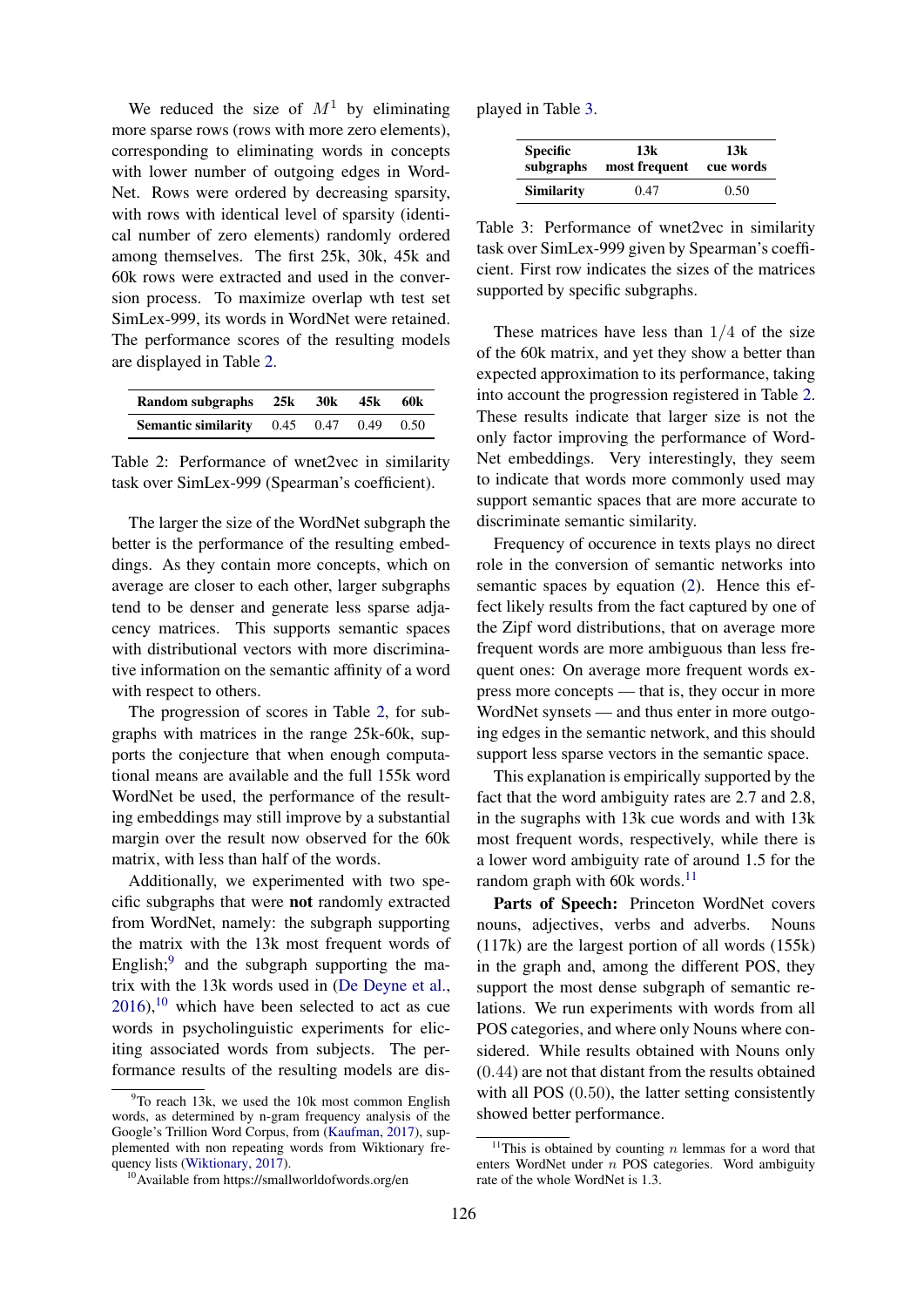We reduced the size of $M^1$ by eliminating more sparse rows (rows with more zero elements), corresponding to eliminating words in concepts with lower number of outgoing edges in WordNet. Rows were ordered by decreasing sparsity, with rows with identical level of sparsity (identical number of zero elements) randomly ordered among themselves. The first 25k, 30k, 45k and 60k rows were extracted and used in the conversion process. To maximize overlap wth test set SimLex-999, its words in WordNet were retained. The performance scores of the resulting models are displayed in Table 2.

| Random subgraphs | 25k | 30k | 45k | 60k |
|---|---|---|---|---|
| Semantic similarity | 0.45 | 0.47 | 0.49 | 0.50 |

Table 2: Performance of wnet2vec in similarity task over SimLex-999 (Spearman's coefficient).

The larger the size of the WordNet subgraph the better is the performance of the resulting embeddings. As they contain more concepts, which on average are closer to each other, larger subgraphs tend to be denser and generate less sparse adjacency matrices. This supports semantic spaces with distributional vectors with more discriminative information on the semantic affinity of a word with respect to others.

The progression of scores in Table 2, for subgraphs with matrices in the range 25k-60k, supports the conjecture that when enough computational means are available and the full 155k word WordNet be used, the performance of the resulting embeddings may still improve by a substantial margin over the result now observed for the 60k matrix, with less than half of the words.

Additionally, we experimented with two specific subgraphs that were **not** randomly extracted from WordNet, namely: the subgraph supporting the matrix with the 13k most frequent words of English;[9] and the subgraph supporting the matrix with the 13k words used in (De Deyne et al., 2016),[10] which have been selected to act as cue words in psycholinguistic experiments for eliciting associated words from subjects. The performance results of the resulting models are displayed in Table 3.

| Specific subgraphs | 13k most frequent | 13k cue words |
|---|---|---|
| Similarity | 0.47 | 0.50 |

Table 3: Performance of wnet2vec in similarity task over SimLex-999 given by Spearman's coefficient. First row indicates the sizes of the matrices supported by specific subgraphs.

These matrices have less than $1/4$ of the size of the 60k matrix, and yet they show a better than expected approximation to its performance, taking into account the progression registered in Table 2. These results indicate that larger size is not the only factor improving the performance of WordNet embeddings. Very interestingly, they seem to indicate that words more commonly used may support semantic spaces that are more accurate to discriminate semantic similarity.

Frequency of occurence in texts plays no direct role in the conversion of semantic networks into semantic spaces by equation (2). Hence this effect likely results from the fact captured by one of the Zipf word distributions, that on average more frequent words are more ambiguous than less frequent ones: On average more frequent words express more concepts — that is, they occur in more WordNet synsets — and thus enter in more outgoing edges in the semantic network, and this should support less sparse vectors in the semantic space.

This explanation is empirically supported by the fact that the word ambiguity rates are 2.7 and 2.8, in the sugraphs with 13k cue words and with 13k most frequent words, respectively, while there is a lower word ambiguity rate of around 1.5 for the random graph with 60k words.[11]

**Parts of Speech:** Princeton WordNet covers nouns, adjectives, verbs and adverbs. Nouns (117k) are the largest portion of all words (155k) in the graph and, among the different POS, they support the most dense subgraph of semantic relations. We run experiments with words from all POS categories, and where only Nouns where considered. While results obtained with Nouns only (0.44) are not that distant from the results obtained with all POS (0.50), the latter setting consistently showed better performance.

[9] To reach 13k, we used the 10k most common English words, as determined by n-gram frequency analysis of the Google's Trillion Word Corpus, from (Kaufman, 2017), supplemented with non repeating words from Wiktionary frequency lists (Wiktionary, 2017).

[10] Available from https://smallworldofwords.org/en

[11] This is obtained by counting $n$ lemmas for a word that enters WordNet under $n$ POS categories. Word ambiguity rate of the whole WordNet is 1.3.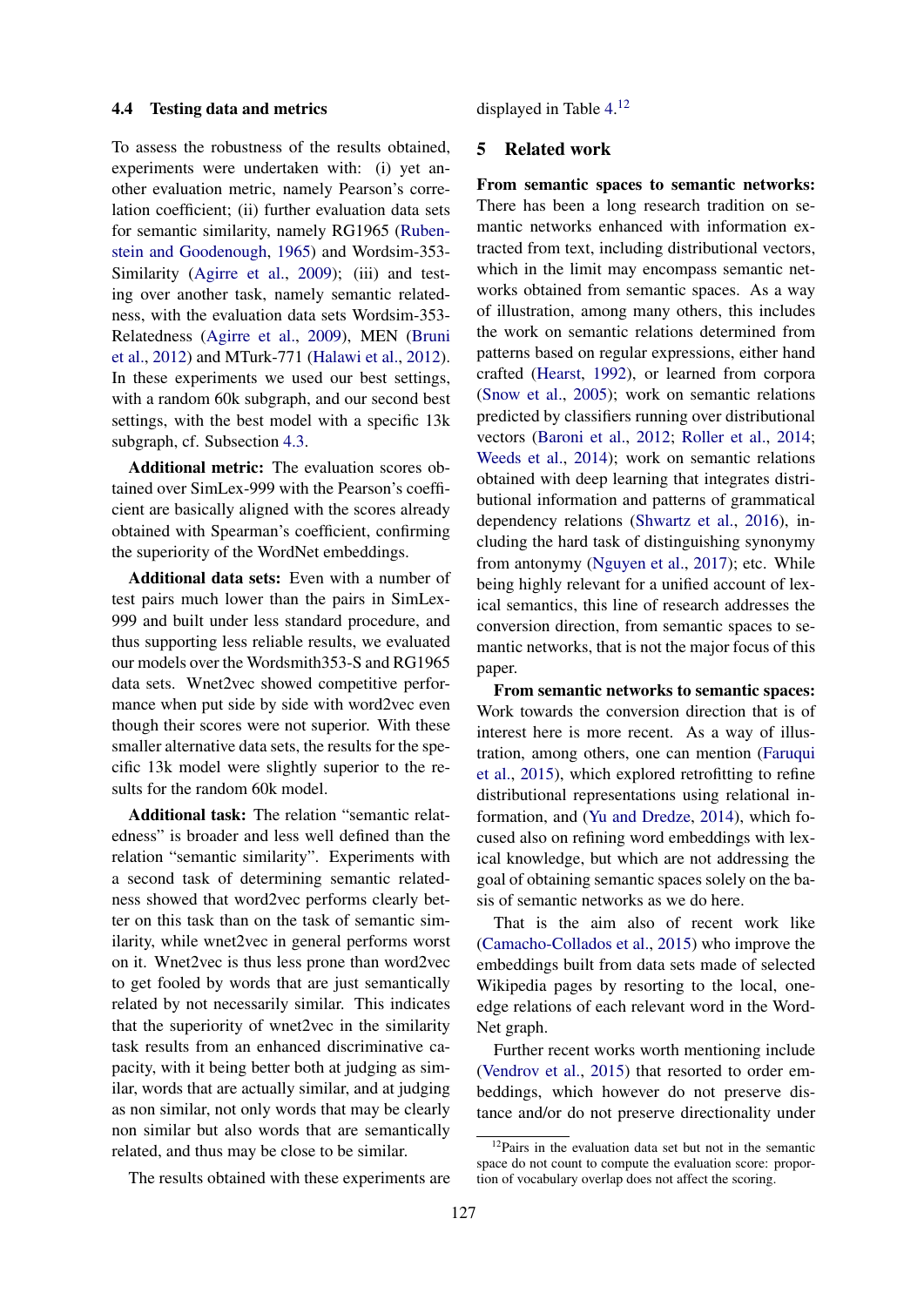### 4.4 Testing data and metrics

To assess the robustness of the results obtained, experiments were undertaken with: (i) yet another evaluation metric, namely Pearson's correlation coefficient; (ii) further evaluation data sets for semantic similarity, namely RG1965 (Rubenstein and Goodenough, 1965) and Wordsim-353-Similarity (Agirre et al., 2009); (iii) and testing over another task, namely semantic relatedness, with the evaluation data sets Wordsim-353-Relatedness (Agirre et al., 2009), MEN (Bruni et al., 2012) and MTurk-771 (Halawi et al., 2012). In these experiments we used our best settings, with a random 60k subgraph, and our second best settings, with the best model with a specific 13k subgraph, cf. Subsection 4.3.

**Additional metric:** The evaluation scores obtained over SimLex-999 with the Pearson's coefficient are basically aligned with the scores already obtained with Spearman's coefficient, confirming the superiority of the WordNet embeddings.

**Additional data sets:** Even with a number of test pairs much lower than the pairs in SimLex-999 and built under less standard procedure, and thus supporting less reliable results, we evaluated our models over the Wordsmith353-S and RG1965 data sets. Wnet2vec showed competitive performance when put side by side with word2vec even though their scores were not superior. With these smaller alternative data sets, the results for the specific 13k model were slightly superior to the results for the random 60k model.

**Additional task:** The relation "semantic relatedness" is broader and less well defined than the relation "semantic similarity". Experiments with a second task of determining semantic relatedness showed that word2vec performs clearly better on this task than on the task of semantic similarity, while wnet2vec in general performs worst on it. Wnet2vec is thus less prone than word2vec to get fooled by words that are just semantically related by not necessarily similar. This indicates that the superiority of wnet2vec in the similarity task results from an enhanced discriminative capacity, with it being better both at judging as similar, words that are actually similar, and at judging as non similar, not only words that may be clearly non similar but also words that are semantically related, and thus may be close to be similar.

The results obtained with these experiments are displayed in Table 4.[12]

## 5 Related work

**From semantic spaces to semantic networks:** There has been a long research tradition on semantic networks enhanced with information extracted from text, including distributional vectors, which in the limit may encompass semantic networks obtained from semantic spaces. As a way of illustration, among many others, this includes the work on semantic relations determined from patterns based on regular expressions, either hand crafted (Hearst, 1992), or learned from corpora (Snow et al., 2005); work on semantic relations predicted by classifiers running over distributional vectors (Baroni et al., 2012; Roller et al., 2014; Weeds et al., 2014); work on semantic relations obtained with deep learning that integrates distributional information and patterns of grammatical dependency relations (Shwartz et al., 2016), including the hard task of distinguishing synonymy from antonymy (Nguyen et al., 2017); etc. While being highly relevant for a unified account of lexical semantics, this line of research addresses the conversion direction, from semantic spaces to semantic networks, that is not the major focus of this paper.

**From semantic networks to semantic spaces:** Work towards the conversion direction that is of interest here is more recent. As a way of illustration, among others, one can mention (Faruqui et al., 2015), which explored retrofitting to refine distributional representations using relational information, and (Yu and Dredze, 2014), which focused also on refining word embeddings with lexical knowledge, but which are not addressing the goal of obtaining semantic spaces solely on the basis of semantic networks as we do here.

That is the aim also of recent work like (Camacho-Collados et al., 2015) who improve the embeddings built from data sets made of selected Wikipedia pages by resorting to the local, one-edge relations of each relevant word in the WordNet graph.

Further recent works worth mentioning include (Vendrov et al., 2015) that resorted to order embeddings, which however do not preserve distance and/or do not preserve directionality under

[12] Pairs in the evaluation data set but not in the semantic space do not count to compute the evaluation score: proportion of vocabulary overlap does not affect the scoring.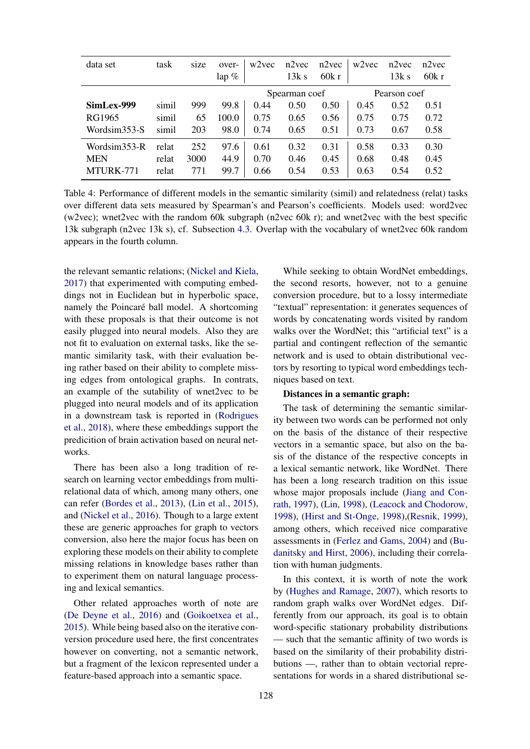| data set | task | size | over-lap % | w2vec | n2vec 13k s | n2vec 60k r | w2vec | n2vec 13k s | n2vec 60k r |
|---|---|---|---|---|---|---|---|---|---|
| | | | | Spearman coef | | | Pearson coef | | |
| **SimLex-999** | simil | 999 | 99.8 | 0.44 | 0.50 | 0.50 | 0.45 | 0.52 | 0.51 |
| RG1965 | simil | 65 | 100.0 | 0.75 | 0.65 | 0.56 | 0.75 | 0.75 | 0.72 |
| Wordsim353-S | simil | 203 | 98.0 | 0.74 | 0.65 | 0.51 | 0.73 | 0.67 | 0.58 |
| Wordsim353-R | relat | 252 | 97.6 | 0.61 | 0.32 | 0.31 | 0.58 | 0.33 | 0.30 |
| MEN | relat | 3000 | 44.9 | 0.70 | 0.46 | 0.45 | 0.68 | 0.48 | 0.45 |
| MTURK-771 | relat | 771 | 99.7 | 0.66 | 0.54 | 0.53 | 0.63 | 0.54 | 0.52 |

Table 4: Performance of different models in the semantic similarity (simil) and relatedness (relat) tasks over different data sets measured by Spearman's and Pearson's coefficients. Models used: word2vec (w2vec); wnet2vec with the random 60k subgraph (n2vec 60k r); and wnet2vec with the best specific 13k subgraph (n2vec 13k s), cf. Subsection 4.3. Overlap with the vocabulary of wnet2vec 60k random appears in the fourth column.

the relevant semantic relations; (Nickel and Kiela, 2017) that experimented with computing embeddings not in Euclidean but in hyperbolic space, namely the Poincaré ball model. A shortcoming with these proposals is that their outcome is not easily plugged into neural models. Also they are not fit to evaluation on external tasks, like the semantic similarity task, with their evaluation being rather based on their ability to complete missing edges from ontological graphs. In contrats, an example of the sutability of wnet2vec to be plugged into neural models and of its application in a downstream task is reported in (Rodrigues et al., 2018), where these embeddings support the predicition of brain activation based on neural networks.

There has been also a long tradition of research on learning vector embeddings from multi-relational data of which, among many others, one can refer (Bordes et al., 2013), (Lin et al., 2015), and (Nickel et al., 2016). Though to a large extent these are generic approaches for graph to vectors conversion, also here the major focus has been on exploring these models on their ability to complete missing relations in knowledge bases rather than to experiment them on natural language processing and lexical semantics.

Other related approaches worth of note are (De Deyne et al., 2016) and (Goikoetxea et al., 2015). While being based also on the iterative conversion procedure used here, the first concentrates however on converting, not a semantic network, but a fragment of the lexicon represented under a feature-based approach into a semantic space.

While seeking to obtain WordNet embeddings, the second resorts, however, not to a genuine conversion procedure, but to a lossy intermediate "textual" representation: it generates sequences of words by concatenating words visited by random walks over the WordNet; this "artificial text" is a partial and contingent reflection of the semantic network and is used to obtain distributional vectors by resorting to typical word embeddings techniques based on text.

**Distances in a semantic graph:**

The task of determining the semantic similarity between two words can be performed not only on the basis of the distance of their respective vectors in a semantic space, but also on the basis of the distance of the respective concepts in a lexical semantic network, like WordNet. There has been a long research tradition on this issue whose major proposals include (Jiang and Conrath, 1997), (Lin, 1998), (Leacock and Chodorow, 1998), (Hirst and St-Onge, 1998),(Resnik, 1999), among others, which received nice comparative assessments in (Ferlez and Gams, 2004) and (Budanitsky and Hirst, 2006), including their correlation with human judgments.

In this context, it is worth of note the work by (Hughes and Ramage, 2007), which resorts to random graph walks over WordNet edges. Differently from our approach, its goal is to obtain word-specific stationary probability distributions — such that the semantic affinity of two words is based on the similarity of their probability distributions —, rather than to obtain vectorial representations for words in a shared distributional se-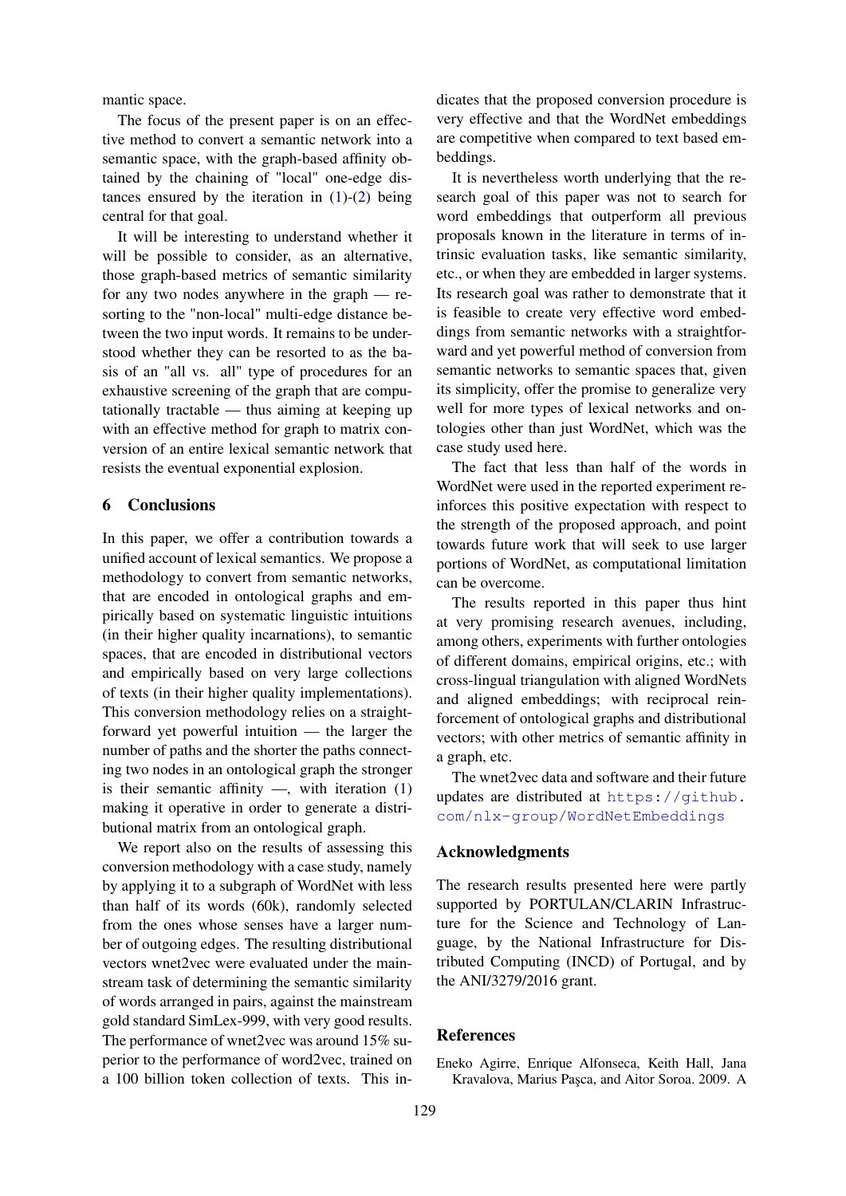mantic space.

The focus of the present paper is on an effective method to convert a semantic network into a semantic space, with the graph-based affinity obtained by the chaining of "local" one-edge distances ensured by the iteration in (1)-(2) being central for that goal.

It will be interesting to understand whether it will be possible to consider, as an alternative, those graph-based metrics of semantic similarity for any two nodes anywhere in the graph — resorting to the "non-local" multi-edge distance between the two input words. It remains to be understood whether they can be resorted to as the basis of an "all vs. all" type of procedures for an exhaustive screening of the graph that are computationally tractable — thus aiming at keeping up with an effective method for graph to matrix conversion of an entire lexical semantic network that resists the eventual exponential explosion.

## 6 Conclusions

In this paper, we offer a contribution towards a unified account of lexical semantics. We propose a methodology to convert from semantic networks, that are encoded in ontological graphs and empirically based on systematic linguistic intuitions (in their higher quality incarnations), to semantic spaces, that are encoded in distributional vectors and empirically based on very large collections of texts (in their higher quality implementations). This conversion methodology relies on a straightforward yet powerful intuition — the larger the number of paths and the shorter the paths connecting two nodes in an ontological graph the stronger is their semantic affinity —, with iteration (1) making it operative in order to generate a distributional matrix from an ontological graph.

We report also on the results of assessing this conversion methodology with a case study, namely by applying it to a subgraph of WordNet with less than half of its words (60k), randomly selected from the ones whose senses have a larger number of outgoing edges. The resulting distributional vectors wnet2vec were evaluated under the mainstream task of determining the semantic similarity of words arranged in pairs, against the mainstream gold standard SimLex-999, with very good results. The performance of wnet2vec was around 15% superior to the performance of word2vec, trained on a 100 billion token collection of texts. This indicates that the proposed conversion procedure is very effective and that the WordNet embeddings are competitive when compared to text based embeddings.

It is nevertheless worth underlying that the research goal of this paper was not to search for word embeddings that outperform all previous proposals known in the literature in terms of intrinsic evaluation tasks, like semantic similarity, etc., or when they are embedded in larger systems. Its research goal was rather to demonstrate that it is feasible to create very effective word embeddings from semantic networks with a straightforward and yet powerful method of conversion from semantic networks to semantic spaces that, given its simplicity, offer the promise to generalize very well for more types of lexical networks and ontologies other than just WordNet, which was the case study used here.

The fact that less than half of the words in WordNet were used in the reported experiment reinforces this positive expectation with respect to the strength of the proposed approach, and point towards future work that will seek to use larger portions of WordNet, as computational limitation can be overcome.

The results reported in this paper thus hint at very promising research avenues, including, among others, experiments with further ontologies of different domains, empirical origins, etc.; with cross-lingual triangulation with aligned WordNets and aligned embeddings; with reciprocal reinforcement of ontological graphs and distributional vectors; with other metrics of semantic affinity in a graph, etc.

The wnet2vec data and software and their future updates are distributed at https://github.com/nlx-group/WordNetEmbeddings

## Acknowledgments

The research results presented here were partly supported by PORTULAN/CLARIN Infrastructure for the Science and Technology of Language, by the National Infrastructure for Distributed Computing (INCD) of Portugal, and by the ANI/3279/2016 grant.

## References

Eneko Agirre, Enrique Alfonseca, Keith Hall, Jana Kravalova, Marius Paşca, and Aitor Soroa. 2009. A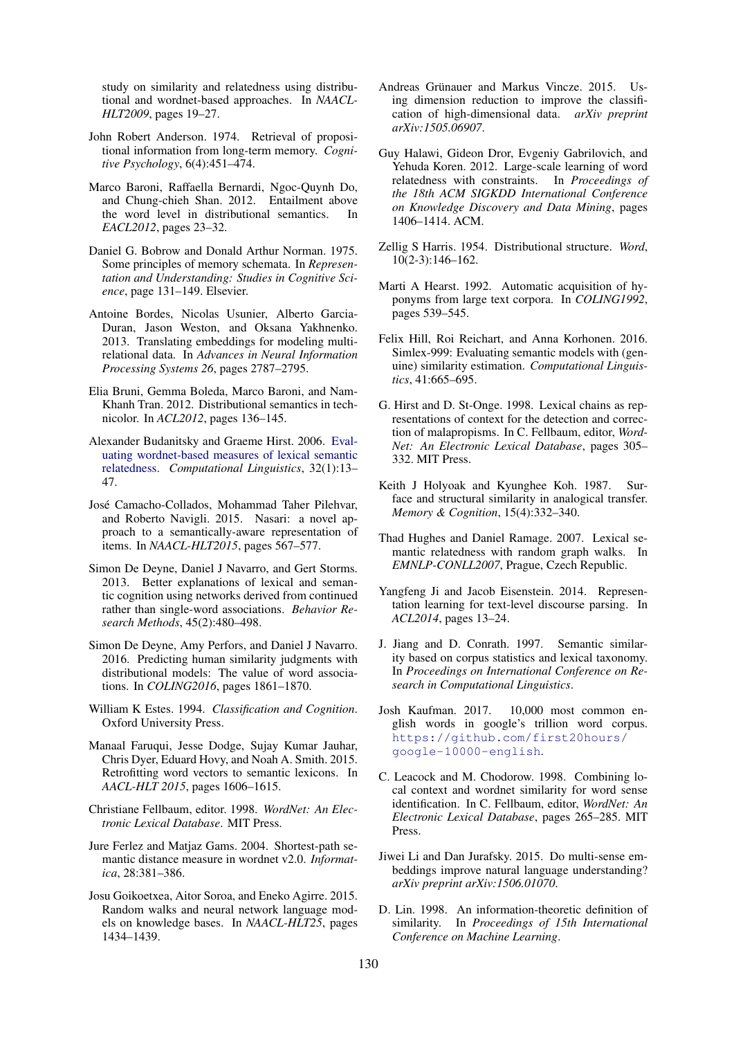study on similarity and relatedness using distributional and wordnet-based approaches. In *NAACL-HLT2009*, pages 19–27.

John Robert Anderson. 1974. Retrieval of propositional information from long-term memory. *Cognitive Psychology*, 6(4):451–474.

Marco Baroni, Raffaella Bernardi, Ngoc-Quynh Do, and Chung-chieh Shan. 2012. Entailment above the word level in distributional semantics. In *EACL2012*, pages 23–32.

Daniel G. Bobrow and Donald Arthur Norman. 1975. Some principles of memory schemata. In *Representation and Understanding: Studies in Cognitive Science*, page 131–149. Elsevier.

Antoine Bordes, Nicolas Usunier, Alberto Garcia-Duran, Jason Weston, and Oksana Yakhnenko. 2013. Translating embeddings for modeling multi-relational data. In *Advances in Neural Information Processing Systems 26*, pages 2787–2795.

Elia Bruni, Gemma Boleda, Marco Baroni, and Nam-Khanh Tran. 2012. Distributional semantics in technicolor. In *ACL2012*, pages 136–145.

Alexander Budanitsky and Graeme Hirst. 2006. Evaluating wordnet-based measures of lexical semantic relatedness. *Computational Linguistics*, 32(1):13–47.

José Camacho-Collados, Mohammad Taher Pilehvar, and Roberto Navigli. 2015. Nasari: a novel approach to a semantically-aware representation of items. In *NAACL-HLT2015*, pages 567–577.

Simon De Deyne, Daniel J Navarro, and Gert Storms. 2013. Better explanations of lexical and semantic cognition using networks derived from continued rather than single-word associations. *Behavior Research Methods*, 45(2):480–498.

Simon De Deyne, Amy Perfors, and Daniel J Navarro. 2016. Predicting human similarity judgments with distributional models: The value of word associations. In *COLING2016*, pages 1861–1870.

William K Estes. 1994. *Classification and Cognition*. Oxford University Press.

Manaal Faruqui, Jesse Dodge, Sujay Kumar Jauhar, Chris Dyer, Eduard Hovy, and Noah A. Smith. 2015. Retrofitting word vectors to semantic lexicons. In *AACL-HLT 2015*, pages 1606–1615.

Christiane Fellbaum, editor. 1998. *WordNet: An Electronic Lexical Database*. MIT Press.

Jure Ferlez and Matjaz Gams. 2004. Shortest-path semantic distance measure in wordnet v2.0. *Informatica*, 28:381–386.

Josu Goikoetxea, Aitor Soroa, and Eneko Agirre. 2015. Random walks and neural network language models on knowledge bases. In *NAACL-HLT25*, pages 1434–1439.

Andreas Grünauer and Markus Vincze. 2015. Using dimension reduction to improve the classification of high-dimensional data. *arXiv preprint arXiv:1505.06907*.

Guy Halawi, Gideon Dror, Evgeniy Gabrilovich, and Yehuda Koren. 2012. Large-scale learning of word relatedness with constraints. In *Proceedings of the 18th ACM SIGKDD International Conference on Knowledge Discovery and Data Mining*, pages 1406–1414. ACM.

Zellig S Harris. 1954. Distributional structure. *Word*, 10(2-3):146–162.

Marti A Hearst. 1992. Automatic acquisition of hyponyms from large text corpora. In *COLING1992*, pages 539–545.

Felix Hill, Roi Reichart, and Anna Korhonen. 2016. Simlex-999: Evaluating semantic models with (genuine) similarity estimation. *Computational Linguistics*, 41:665–695.

G. Hirst and D. St-Onge. 1998. Lexical chains as representations of context for the detection and correction of malapropisms. In C. Fellbaum, editor, *WordNet: An Electronic Lexical Database*, pages 305–332. MIT Press.

Keith J Holyoak and Kyunghee Koh. 1987. Surface and structural similarity in analogical transfer. *Memory & Cognition*, 15(4):332–340.

Thad Hughes and Daniel Ramage. 2007. Lexical semantic relatedness with random graph walks. In *EMNLP-CONLL2007*, Prague, Czech Republic.

Yangfeng Ji and Jacob Eisenstein. 2014. Representation learning for text-level discourse parsing. In *ACL2014*, pages 13–24.

J. Jiang and D. Conrath. 1997. Semantic similarity based on corpus statistics and lexical taxonomy. In *Proceedings on International Conference on Research in Computational Linguistics*.

Josh Kaufman. 2017. 10,000 most common english words in google's trillion word corpus. https://github.com/first20hours/google-10000-english.

C. Leacock and M. Chodorow. 1998. Combining local context and wordnet similarity for word sense identification. In C. Fellbaum, editor, *WordNet: An Electronic Lexical Database*, pages 265–285. MIT Press.

Jiwei Li and Dan Jurafsky. 2015. Do multi-sense embeddings improve natural language understanding? *arXiv preprint arXiv:1506.01070*.

D. Lin. 1998. An information-theoretic definition of similarity. In *Proceedings of 15th International Conference on Machine Learning*.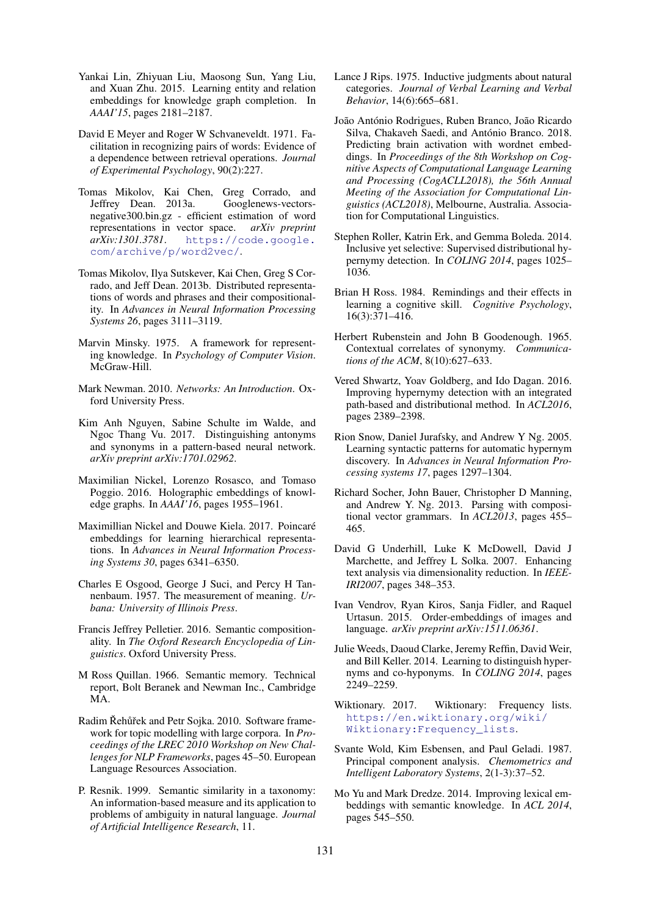Yankai Lin, Zhiyuan Liu, Maosong Sun, Yang Liu, and Xuan Zhu. 2015. Learning entity and relation embeddings for knowledge graph completion. In *AAAI'15*, pages 2181–2187.

David E Meyer and Roger W Schvaneveldt. 1971. Facilitation in recognizing pairs of words: Evidence of a dependence between retrieval operations. *Journal of Experimental Psychology*, 90(2):227.

Tomas Mikolov, Kai Chen, Greg Corrado, and Jeffrey Dean. 2013a. Googlenews-vectors-negative300.bin.gz - efficient estimation of word representations in vector space. *arXiv preprint arXiv:1301.3781*. https://code.google.com/archive/p/word2vec/.

Tomas Mikolov, Ilya Sutskever, Kai Chen, Greg S Corrado, and Jeff Dean. 2013b. Distributed representations of words and phrases and their compositionality. In *Advances in Neural Information Processing Systems 26*, pages 3111–3119.

Marvin Minsky. 1975. A framework for representing knowledge. In *Psychology of Computer Vision*. McGraw-Hill.

Mark Newman. 2010. *Networks: An Introduction*. Oxford University Press.

Kim Anh Nguyen, Sabine Schulte im Walde, and Ngoc Thang Vu. 2017. Distinguishing antonyms and synonyms in a pattern-based neural network. *arXiv preprint arXiv:1701.02962*.

Maximilian Nickel, Lorenzo Rosasco, and Tomaso Poggio. 2016. Holographic embeddings of knowledge graphs. In *AAAI'16*, pages 1955–1961.

Maximillian Nickel and Douwe Kiela. 2017. Poincaré embeddings for learning hierarchical representations. In *Advances in Neural Information Processing Systems 30*, pages 6341–6350.

Charles E Osgood, George J Suci, and Percy H Tannenbaum. 1957. The measurement of meaning. *Urbana: University of Illinois Press*.

Francis Jeffrey Pelletier. 2016. Semantic compositionality. In *The Oxford Research Encyclopedia of Linguistics*. Oxford University Press.

M Ross Quillan. 1966. Semantic memory. Technical report, Bolt Beranek and Newman Inc., Cambridge MA.

Radim Řehůřek and Petr Sojka. 2010. Software framework for topic modelling with large corpora. In *Proceedings of the LREC 2010 Workshop on New Challenges for NLP Frameworks*, pages 45–50. European Language Resources Association.

P. Resnik. 1999. Semantic similarity in a taxonomy: An information-based measure and its application to problems of ambiguity in natural language. *Journal of Artificial Intelligence Research*, 11.

Lance J Rips. 1975. Inductive judgments about natural categories. *Journal of Verbal Learning and Verbal Behavior*, 14(6):665–681.

João António Rodrigues, Ruben Branco, João Ricardo Silva, Chakaveh Saedi, and António Branco. 2018. Predicting brain activation with wordnet embeddings. In *Proceedings of the 8th Workshop on Cognitive Aspects of Computational Language Learning and Processing (CogACLL2018), the 56th Annual Meeting of the Association for Computational Linguistics (ACL2018)*, Melbourne, Australia. Association for Computational Linguistics.

Stephen Roller, Katrin Erk, and Gemma Boleda. 2014. Inclusive yet selective: Supervised distributional hypernymy detection. In *COLING 2014*, pages 1025–1036.

Brian H Ross. 1984. Remindings and their effects in learning a cognitive skill. *Cognitive Psychology*, 16(3):371–416.

Herbert Rubenstein and John B Goodenough. 1965. Contextual correlates of synonymy. *Communications of the ACM*, 8(10):627–633.

Vered Shwartz, Yoav Goldberg, and Ido Dagan. 2016. Improving hypernymy detection with an integrated path-based and distributional method. In *ACL2016*, pages 2389–2398.

Rion Snow, Daniel Jurafsky, and Andrew Y Ng. 2005. Learning syntactic patterns for automatic hypernym discovery. In *Advances in Neural Information Processing systems 17*, pages 1297–1304.

Richard Socher, John Bauer, Christopher D Manning, and Andrew Y. Ng. 2013. Parsing with compositional vector grammars. In *ACL2013*, pages 455–465.

David G Underhill, Luke K McDowell, David J Marchette, and Jeffrey L Solka. 2007. Enhancing text analysis via dimensionality reduction. In *IEEE-IRI2007*, pages 348–353.

Ivan Vendrov, Ryan Kiros, Sanja Fidler, and Raquel Urtasun. 2015. Order-embeddings of images and language. *arXiv preprint arXiv:1511.06361*.

Julie Weeds, Daoud Clarke, Jeremy Reffin, David Weir, and Bill Keller. 2014. Learning to distinguish hypernyms and co-hyponyms. In *COLING 2014*, pages 2249–2259.

Wiktionary. 2017. Wiktionary: Frequency lists. https://en.wiktionary.org/wiki/Wiktionary:Frequency_lists.

Svante Wold, Kim Esbensen, and Paul Geladi. 1987. Principal component analysis. *Chemometrics and Intelligent Laboratory Systems*, 2(1-3):37–52.

Mo Yu and Mark Dredze. 2014. Improving lexical embeddings with semantic knowledge. In *ACL 2014*, pages 545–550.